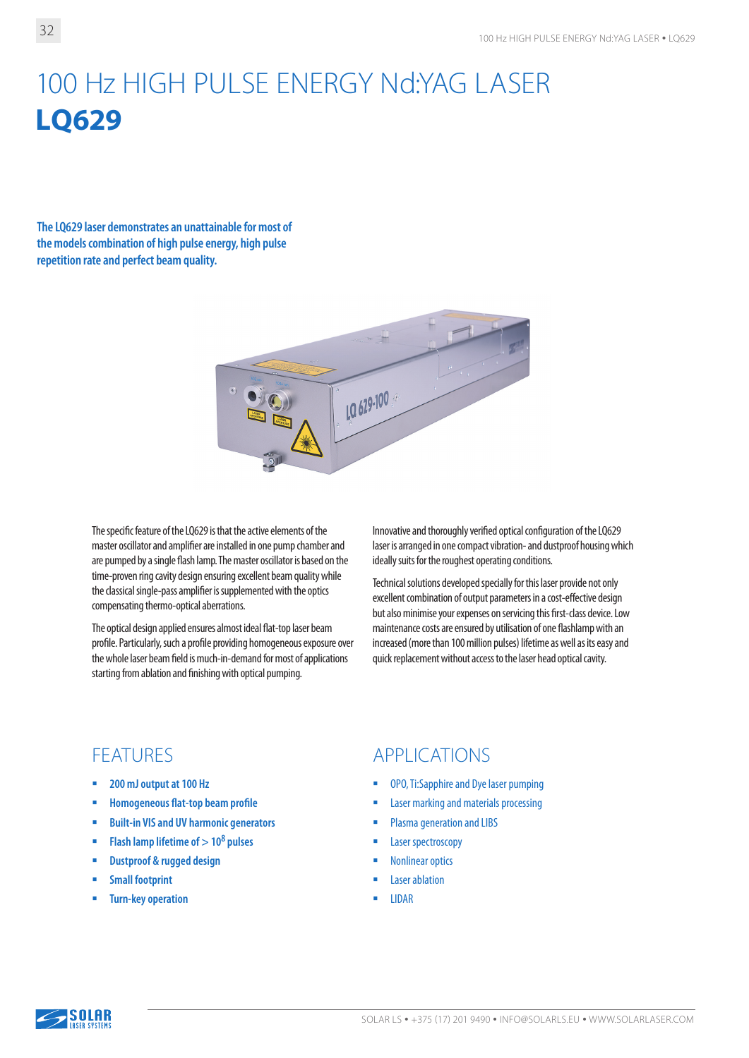# 100 Hz HIGH PULSE ENERGY Nd:YAG LASER

# LQ629

**The LQ629 laser demonstrates an unattainable for most of the models combination of high pulse energy, high pulse repetition rate and perfect beam quality.**

The specific feature of the LQ629 is that the active elements of the master oscillator and amplifier are installed in one pump chamber and are pumped by a single flash lamp. The master oscillator is based on the time-proven ring cavity design ensuring excellent beam quality while the classical single-pass amplifier is supplemented with the optics compensating thermo-optical aberrations.

The optical design applied ensures almost ideal flat-top laser beam profile. Particularly, such a profile providing homogeneous exposure over the whole laser beam field is much-in-demand for most of applications starting from ablation and finishing with optical pumping.

Innovative and thoroughly verified optical configuration of the LQ629 laser is arranged in one compact vibration- and dustproof housing which ideally suits for the roughest operating conditions.

Technical solutions developed specially for this laser provide not only excellent combination of output parameters in a cost-effective design but also minimise your expenses on servicing this first-class device. Low maintenance costs are ensured by utilisation of one flashlamp with an increased (more than 100 million pulses) lifetime as well as its easy and quick replacement without access to the laser head optical cavity.

## FEATURES

- 200 mJ output at 100 Hz
- Homogeneous flat-top beam profile
- Built-in VIS and UV harmonic generators
- Flash lamp lifetime of > $10^8$ pulses
- Dustproof & rugged design
- Small footprint
- Turn-key operation

## APPLICATIONS

- OPO, Ti:Sapphire and Dye laser pumping
- Laser marking and materials processing
- Plasma generation and LIBS
- Laser spectroscopy
- Nonlinear optics
- Laser ablation
- LIDAR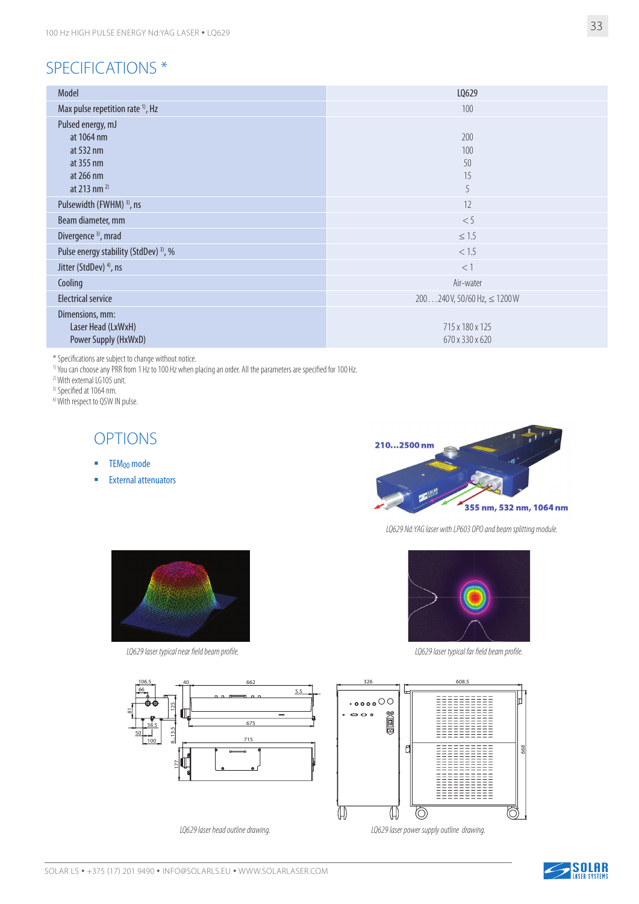## SPECIFICATIONS *

| Model | LQ629 |
|---|---|
| Max pulse repetition rate [1], Hz | 100 |
| Pulsed energy, mJ<br>at 1064 nm<br>at 532 nm<br>at 355 nm<br>at 266 nm<br>at 213 nm [2] | <br>200<br>100<br>50<br>15<br>5 |
| Pulsewidth (FWHM) [3], ns | 12 |
| Beam diameter, mm | < 5 |
| Divergence [3], mrad | ≤ 1.5 |
| Pulse energy stability (StdDev) [3], % | < 1.5 |
| Jitter (StdDev) [4], ns | < 1 |
| Cooling | Air-water |
| Electrical service | 200…240 V, 50/60 Hz, ≤ 1200 W |
| Dimensions, mm:<br>Laser Head (LxWxH)<br>Power Supply (HxWxD) | <br>715 x 180 x 125<br>670 x 330 x 620 |

* Specifications are subject to change without notice.
[1] You can choose any PRR from 1 Hz to 100 Hz when placing an order. All the parameters are specified for 100 Hz.
[2] With external LG105 unit.
[3] Specified at 1064 nm.
[4] With respect to QSW IN pulse.

## OPTIONS

- $TEM_{00}$ mode
- External attenuators

210…2500 nm

355 nm, 532 nm, 1064 nm

*LQ629 Nd:YAG laser with LP603 OPO and beam splitting module.*

*LQ629 laser typical near field beam profile.*

*LQ629 laser typical far field beam profile.*

*LQ629 laser head outline drawing.*

*LQ629 laser power supply outline drawing.*

SOLAR LS • +375 (17) 201 9490 • INFO@SOLARLS.EU • WWW.SOLARLASER.COM